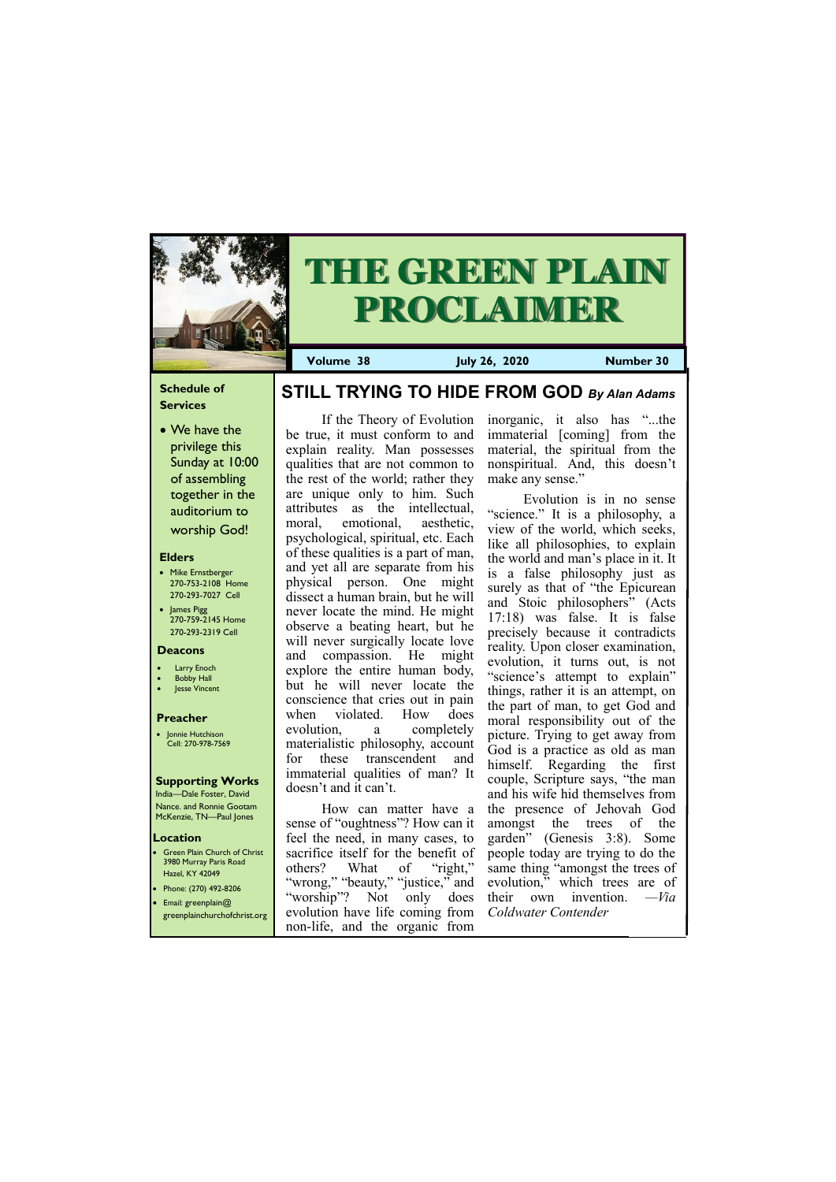# THE GREEN PLAIN PROCLAIMER

**Volume 38** | **July 26, 2020** | **Number 30**

### Schedule of Services

- We have the privilege this Sunday at 10:00 of assembling together in the auditorium to worship God!

### Elders

- Mike Ernstberger
  270-753-2108 Home
  270-293-7027 Cell
- James Pigg
  270-759-2145 Home
  270-293-2319 Cell

### Deacons

- Larry Enoch
- Bobby Hall
- Jesse Vincent

### Preacher

- Jonnie Hutchison
  Cell: 270-978-7569

### Supporting Works

India—Dale Foster, David Nance. and Ronnie Gootam
McKenzie, TN—Paul Jones

### Location

- Green Plain Church of Christ
  3980 Murray Paris Road
  Hazel, KY 42049
- Phone: (270) 492-8206
- Email: greenplain@greenplainchurchofchrist.org

## STILL TRYING TO HIDE FROM GOD *By Alan Adams*

If the Theory of Evolution be true, it must conform to and explain reality. Man possesses qualities that are not common to the rest of the world; rather they are unique only to him. Such attributes as the intellectual, moral, emotional, aesthetic, psychological, spiritual, etc. Each of these qualities is a part of man, and yet all are separate from his physical person. One might dissect a human brain, but he will never locate the mind. He might observe a beating heart, but he will never surgically locate love and compassion. He might explore the entire human body, but he will never locate the conscience that cries out in pain when violated. How does evolution, a completely materialistic philosophy, account for these transcendent and immaterial qualities of man? It doesn't and it can't.

How can matter have a sense of "oughtness"? How can it feel the need, in many cases, to sacrifice itself for the benefit of others? What of "right," "wrong," "beauty," "justice," and "worship"? Not only does evolution have life coming from non-life, and the organic from inorganic, it also has "...the immaterial [coming] from the material, the spiritual from the nonspiritual. And, this doesn't make any sense."

Evolution is in no sense "science." It is a philosophy, a view of the world, which seeks, like all philosophies, to explain the world and man's place in it. It is a false philosophy just as surely as that of "the Epicurean and Stoic philosophers" (Acts 17:18) was false. It is false precisely because it contradicts reality. Upon closer examination, evolution, it turns out, is not "science's attempt to explain" things, rather it is an attempt, on the part of man, to get God and moral responsibility out of the picture. Trying to get away from God is a practice as old as man himself. Regarding the first couple, Scripture says, "the man and his wife hid themselves from the presence of Jehovah God amongst the trees of the garden" (Genesis 3:8). Some people today are trying to do the same thing "amongst the trees of evolution," which trees are of their own invention. *—Via Coldwater Contender*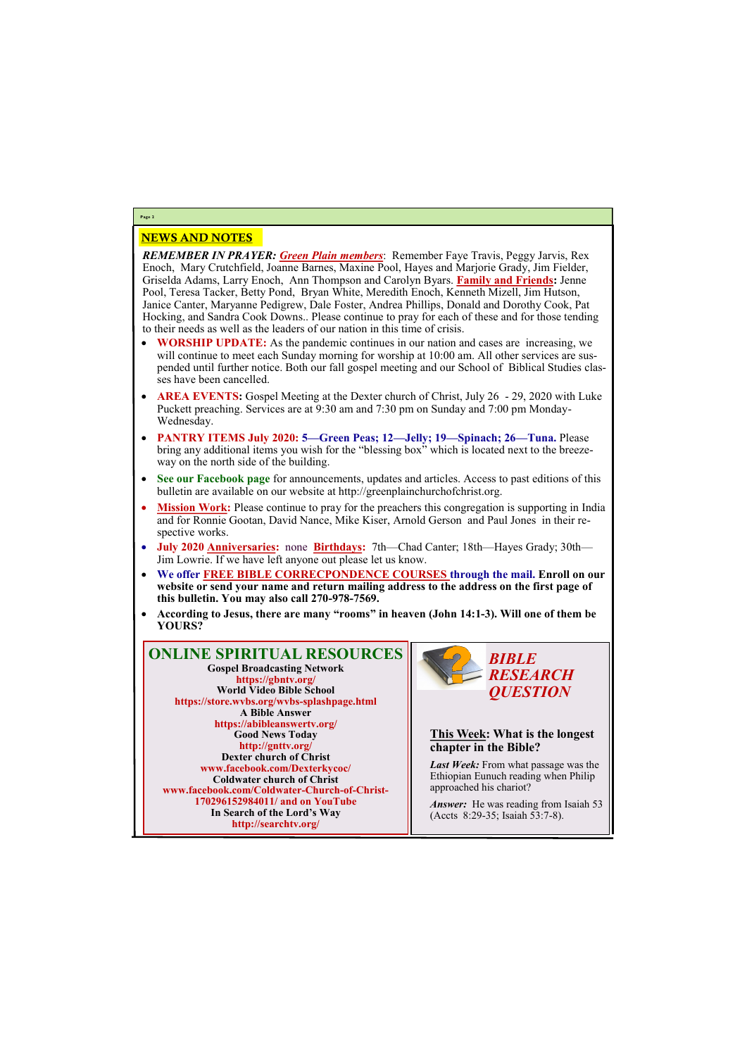## NEWS AND NOTES

***REMEMBER IN PRAYER:*** ***Green Plain members***: Remember Faye Travis, Peggy Jarvis, Rex Enoch, Mary Crutchfield, Joanne Barnes, Maxine Pool, Hayes and Marjorie Grady, Jim Fielder, Griselda Adams, Larry Enoch, Ann Thompson and Carolyn Byars. **Family and Friends:** Jenne Pool, Teresa Tacker, Betty Pond, Bryan White, Meredith Enoch, Kenneth Mizell, Jim Hutson, Janice Canter, Maryanne Pedigrew, Dale Foster, Andrea Phillips, Donald and Dorothy Cook, Pat Hocking, and Sandra Cook Downs.. Please continue to pray for each of these and for those tending to their needs as well as the leaders of our nation in this time of crisis.

- **WORSHIP UPDATE:** As the pandemic continues in our nation and cases are increasing, we will continue to meet each Sunday morning for worship at 10:00 am. All other services are suspended until further notice. Both our fall gospel meeting and our School of Biblical Studies classes have been cancelled.
- **AREA EVENTS:** Gospel Meeting at the Dexter church of Christ, July 26 - 29, 2020 with Luke Puckett preaching. Services are at 9:30 am and 7:30 pm on Sunday and 7:00 pm Monday-Wednesday.
- **PANTRY ITEMS July 2020: 5—Green Peas; 12—Jelly; 19—Spinach; 26—Tuna.** Please bring any additional items you wish for the "blessing box" which is located next to the breezeway on the north side of the building.
- **See our Facebook page** for announcements, updates and articles. Access to past editions of this bulletin are available on our website at http://greenplainchurchofchrist.org.
- **Mission Work:** Please continue to pray for the preachers this congregation is supporting in India and for Ronnie Gootan, David Nance, Mike Kiser, Arnold Gerson and Paul Jones in their respective works.
- **July 2020 Anniversaries:** none **Birthdays:** 7th—Chad Canter; 18th—Hayes Grady; 30th—Jim Lowrie. If we have left anyone out please let us know.
- **We offer FREE BIBLE CORRECPONDENCE COURSES through the mail. Enroll on our website or send your name and return mailing address to the address on the first page of this bulletin. You may also call 270-978-7569.**
- **According to Jesus, there are many "rooms" in heaven (John 14:1-3). Will one of them be YOURS?**

## ONLINE SPIRITUAL RESOURCES

**Gospel Broadcasting Network**
**https://gbntv.org/**
**World Video Bible School**
**https://store.wvbs.org/wvbs-splashpage.html**
**A Bible Answer**
**https://abibleanswertv.org/**
**Good News Today**
**http://gnttv.org/**
**Dexter church of Christ**
**www.facebook.com/Dexterkycoc/**
**Coldwater church of Christ**
**www.facebook.com/Coldwater-Church-of-Christ-170296152984011/ and on YouTube**
**In Search of the Lord's Way**
**http://searchtv.org/**

## *BIBLE RESEARCH QUESTION*

**This Week: What is the longest chapter in the Bible?**

***Last Week:*** From what passage was the Ethiopian Eunuch reading when Philip approached his chariot?

***Answer:*** He was reading from Isaiah 53 (Accts 8:29-35; Isaiah 53:7-8).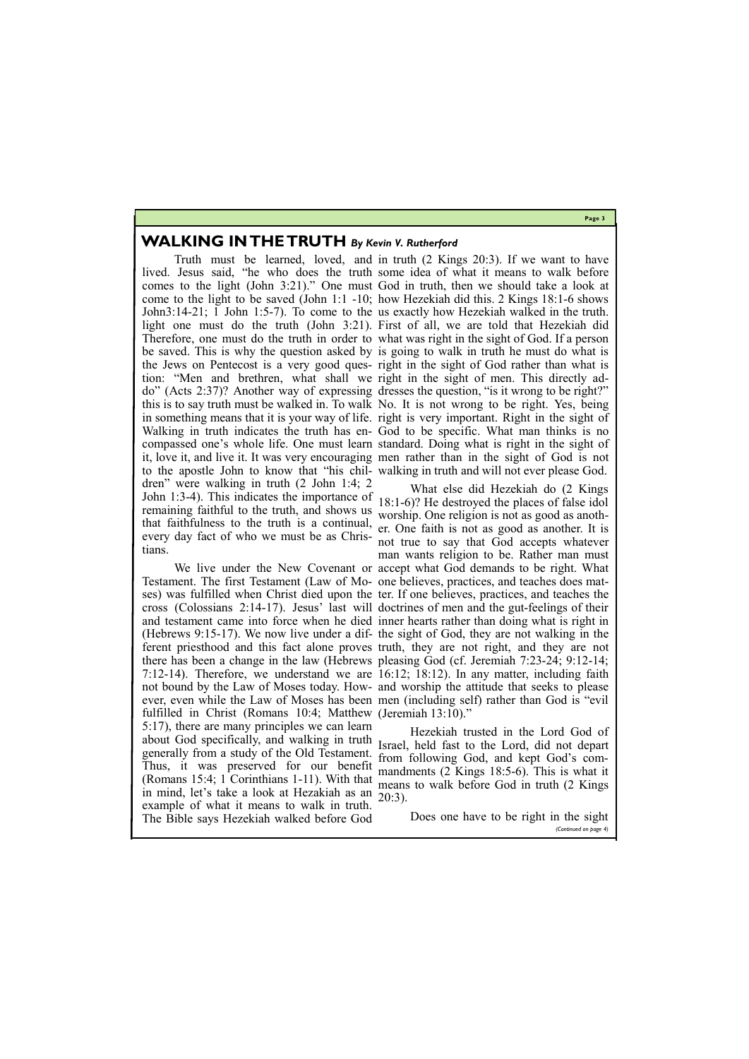## WALKING IN THE TRUTH *By Kevin V. Rutherford*

Truth must be learned, loved, and lived. Jesus said, "he who does the truth comes to the light (John 3:21)." One must come to the light to be saved (John 1:1 -10; John3:14-21; 1 John 1:5-7). To come to the light one must do the truth (John 3:21). Therefore, one must do the truth in order to be saved. This is why the question asked by the Jews on Pentecost is a very good question: "Men and brethren, what shall we do" (Acts 2:37)? Another way of expressing this is to say truth must be walked in. To walk in something means that it is your way of life. Walking in truth indicates the truth has encompassed one's whole life. One must learn it, love it, and live it. It was very encouraging to the apostle John to know that "his children" were walking in truth (2 John 1:4; 2 John 1:3-4). This indicates the importance of remaining faithful to the truth, and shows us that faithfulness to the truth is a continual, every day fact of who we must be as Christians.

We live under the New Covenant or Testament. The first Testament (Law of Moses) was fulfilled when Christ died upon the cross (Colossians 2:14-17). Jesus' last will and testament came into force when he died (Hebrews 9:15-17). We now live under a different priesthood and this fact alone proves there has been a change in the law (Hebrews 7:12-14). Therefore, we understand we are not bound by the Law of Moses today. However, even while the Law of Moses has been fulfilled in Christ (Romans 10:4; Matthew 5:17), there are many principles we can learn about God specifically, and walking in truth generally from a study of the Old Testament. Thus, it was preserved for our benefit (Romans 15:4; 1 Corinthians 1-11). With that in mind, let's take a look at Hezakiah as an example of what it means to walk in truth. The Bible says Hezekiah walked before God in truth (2 Kings 20:3). If we want to have some idea of what it means to walk before God in truth, then we should take a look at how Hezekiah did this. 2 Kings 18:1-6 shows us exactly how Hezekiah walked in the truth. First of all, we are told that Hezekiah did what was right in the sight of God. If a person is going to walk in truth he must do what is right in the sight of God rather than what is right in the sight of men. This directly addresses the question, "is it wrong to be right?" No. It is not wrong to be right. Yes, being right is very important. Right in the sight of God to be specific. What man thinks is no standard. Doing what is right in the sight of men rather than in the sight of God is not walking in truth and will not ever please God.

What else did Hezekiah do (2 Kings 18:1-6)? He destroyed the places of false idol worship. One religion is not as good as another. One faith is not as good as another. It is not true to say that God accepts whatever man wants religion to be. Rather man must accept what God demands to be right. What one believes, practices, and teaches does matter. If one believes, practices, and teaches the doctrines of men and the gut-feelings of their inner hearts rather than doing what is right in the sight of God, they are not walking in the truth, they are not right, and they are not pleasing God (cf. Jeremiah 7:23-24; 9:12-14; 16:12; 18:12). In any matter, including faith and worship the attitude that seeks to please men (including self) rather than God is "evil (Jeremiah 13:10)."

Hezekiah trusted in the Lord God of Israel, held fast to the Lord, did not depart from following God, and kept God's commandments (2 Kings 18:5-6). This is what it means to walk before God in truth (2 Kings 20:3).

Does one have to be right in the sight

*(Continued on page 4)*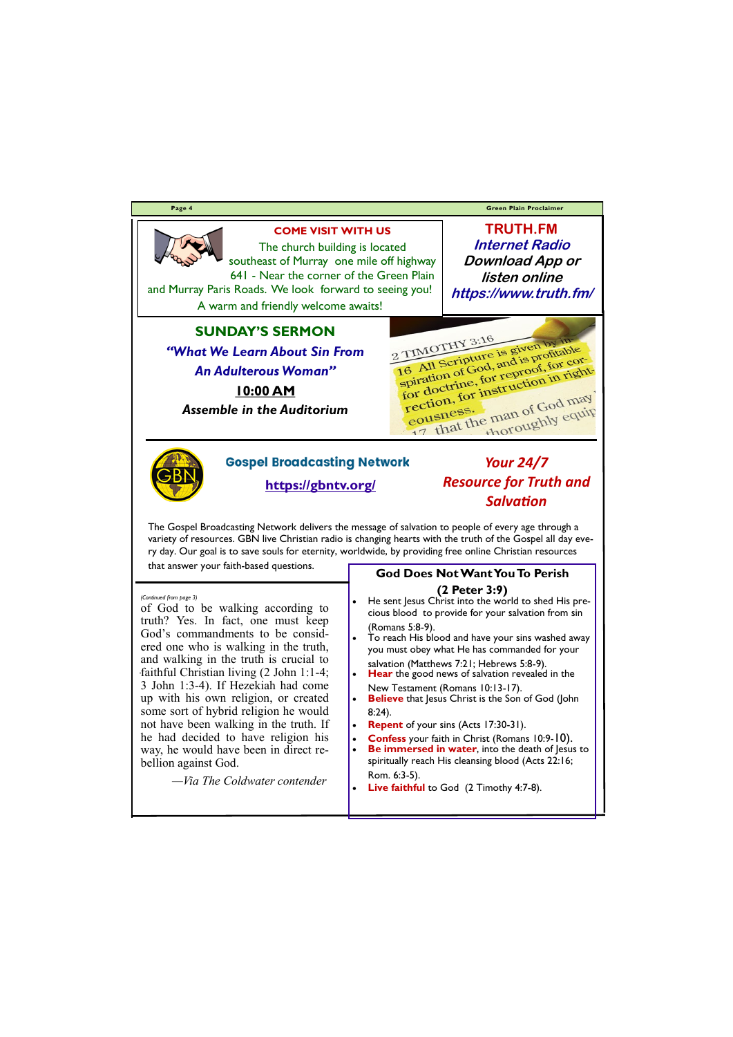## COME VISIT WITH US

The church building is located southeast of Murray one mile off highway 641 - Near the corner of the Green Plain and Murray Paris Roads. We look forward to seeing you! A warm and friendly welcome awaits!

## TRUTH.FM

***Internet Radio***

***Download App or listen online***

***https://www.truth.fm/***

## SUNDAY'S SERMON

***"What We Learn About Sin From An Adulterous Woman"***

**10:00 AM**

***Assemble in the Auditorium***

2 TIMOTHY 3:16

16 All Scripture is given by inspiration of God, and is profitable for doctrine, for reproof, for correction, for instruction in righteousness.

17 that the man of God may be thoroughly equip...

## Gospel Broadcasting Network

**https://gbntv.org/**

***Your 24/7 Resource for Truth and Salvation***

The Gospel Broadcasting Network delivers the message of salvation to people of every age through a variety of resources. GBN live Christian radio is changing hearts with the truth of the Gospel all day every day. Our goal is to save souls for eternity, worldwide, by providing free online Christian resources that answer your faith-based questions.

*(Continued from page 3)*

of God to be walking according to truth? Yes. In fact, one must keep God's commandments to be considered one who is walking in the truth, and walking in the truth is crucial to faithful Christian living (2 John 1:1-4; 3 John 1:3-4). If Hezekiah had come up with his own religion, or created some sort of hybrid religion he would not have been walking in the truth. If he had decided to have religion his way, he would have been in direct rebellion against God.

*—Via The Coldwater contender*

## God Does Not Want You To Perish (2 Peter 3:9)

- He sent Jesus Christ into the world to shed His precious blood to provide for your salvation from sin (Romans 5:8-9).
- To reach His blood and have your sins washed away you must obey what He has commanded for your salvation (Matthews 7:21; Hebrews 5:8-9).
- **Hear** the good news of salvation revealed in the New Testament (Romans 10:13-17).
- **Believe** that Jesus Christ is the Son of God (John 8:24).
- **Repent** of your sins (Acts 17:30-31).
- **Confess** your faith in Christ (Romans 10:9-10).
- **Be immersed in water**, into the death of Jesus to spiritually reach His cleansing blood (Acts 22:16; Rom. 6:3-5).
- **Live faithful** to God (2 Timothy 4:7-8).